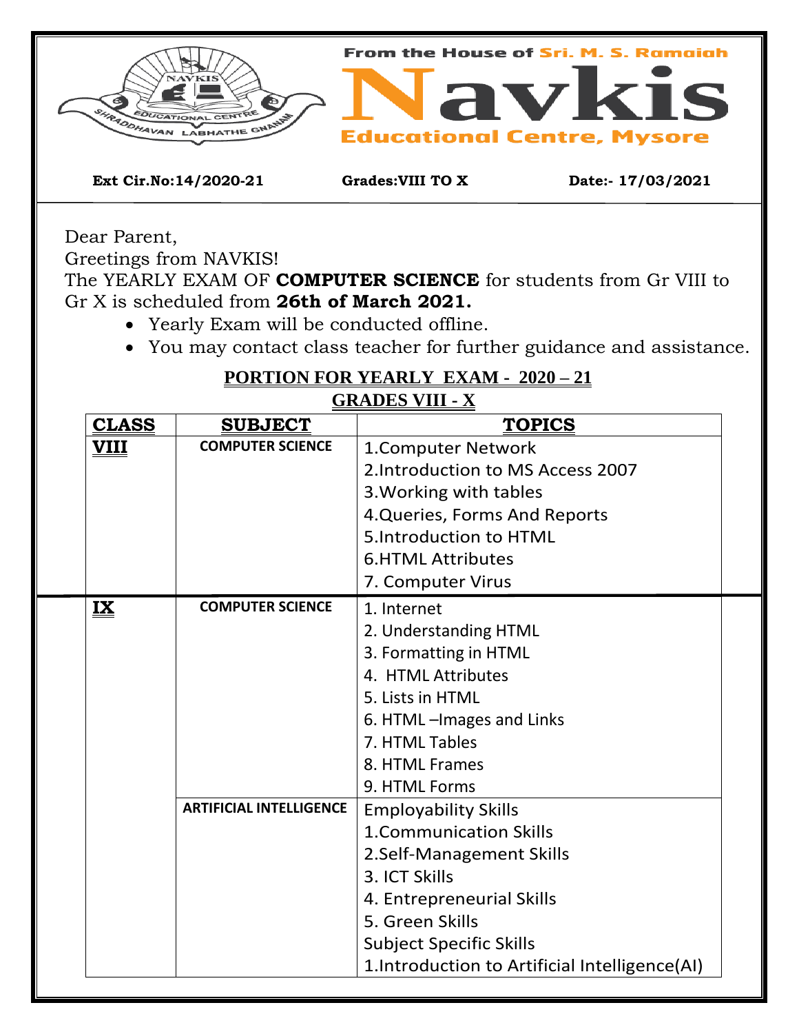From the House of Sri. M. S. Ramaiah

# Navkis

## Educational Centre, Mysore

**Ext Cir.No:14/2020-21** **Grades:VIII TO X** **Date:- 17/03/2021**

Dear Parent,

Greetings from NAVKIS!

The YEARLY EXAM OF **COMPUTER SCIENCE** for students from Gr VIII to Gr X is scheduled from **26th of March 2021.**

- Yearly Exam will be conducted offline.
- You may contact class teacher for further guidance and assistance.

## PORTION FOR YEARLY EXAM - 2020 – 21

### GRADES VIII - X

| CLASS | SUBJECT | TOPICS |
|---|---|---|
| VIII | COMPUTER SCIENCE | 1.Computer Network<br>2.Introduction to MS Access 2007<br>3.Working with tables<br>4.Queries, Forms And Reports<br>5.Introduction to HTML<br>6.HTML Attributes<br>7. Computer Virus |
| IX | COMPUTER SCIENCE | 1. Internet<br>2. Understanding HTML<br>3. Formatting in HTML<br>4. HTML Attributes<br>5. Lists in HTML<br>6. HTML –Images and Links<br>7. HTML Tables<br>8. HTML Frames<br>9. HTML Forms |
| | ARTIFICIAL INTELLIGENCE | Employability Skills<br>1.Communication Skills<br>2.Self-Management Skills<br>3. ICT Skills<br>4. Entrepreneurial Skills<br>5. Green Skills<br>Subject Specific Skills<br>1.Introduction to Artificial Intelligence(AI) |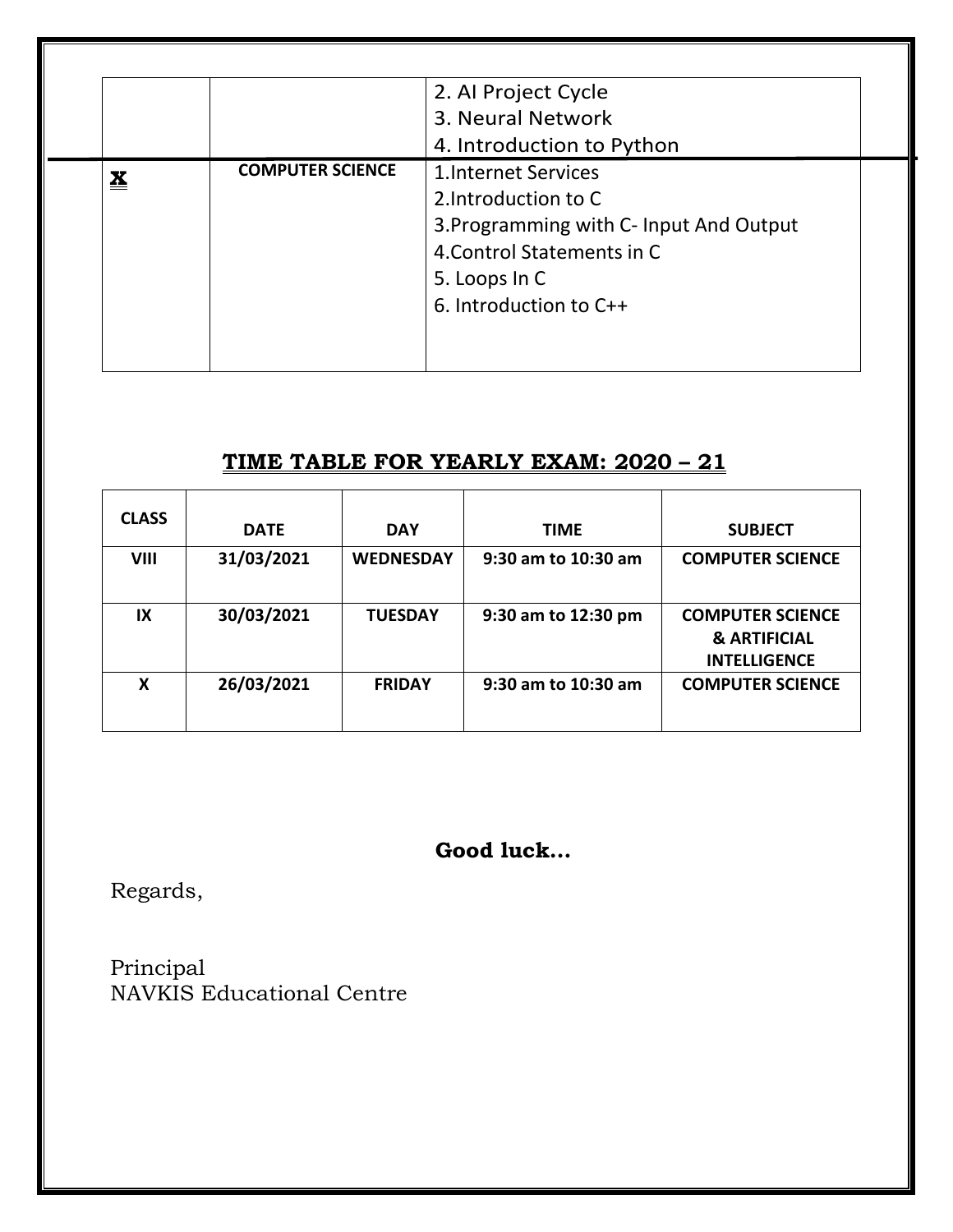| | | |
|---|---|---|
| | | 2. AI Project Cycle<br>3. Neural Network<br>4. Introduction to Python |
| **X** | **COMPUTER SCIENCE** | 1.Internet Services<br>2.Introduction to C<br>3.Programming with C- Input And Output<br>4.Control Statements in C<br>5. Loops In C<br>6. Introduction to C++ |

## TIME TABLE FOR YEARLY EXAM: 2020 – 21

| CLASS | DATE | DAY | TIME | SUBJECT |
|---|---|---|---|---|
| **VIII** | **31/03/2021** | **WEDNESDAY** | **9:30 am to 10:30 am** | **COMPUTER SCIENCE** |
| **IX** | **30/03/2021** | **TUESDAY** | **9:30 am to 12:30 pm** | **COMPUTER SCIENCE & ARTIFICIAL INTELLIGENCE** |
| **X** | **26/03/2021** | **FRIDAY** | **9:30 am to 10:30 am** | **COMPUTER SCIENCE** |

**Good luck…**

Regards,

Principal
NAVKIS Educational Centre